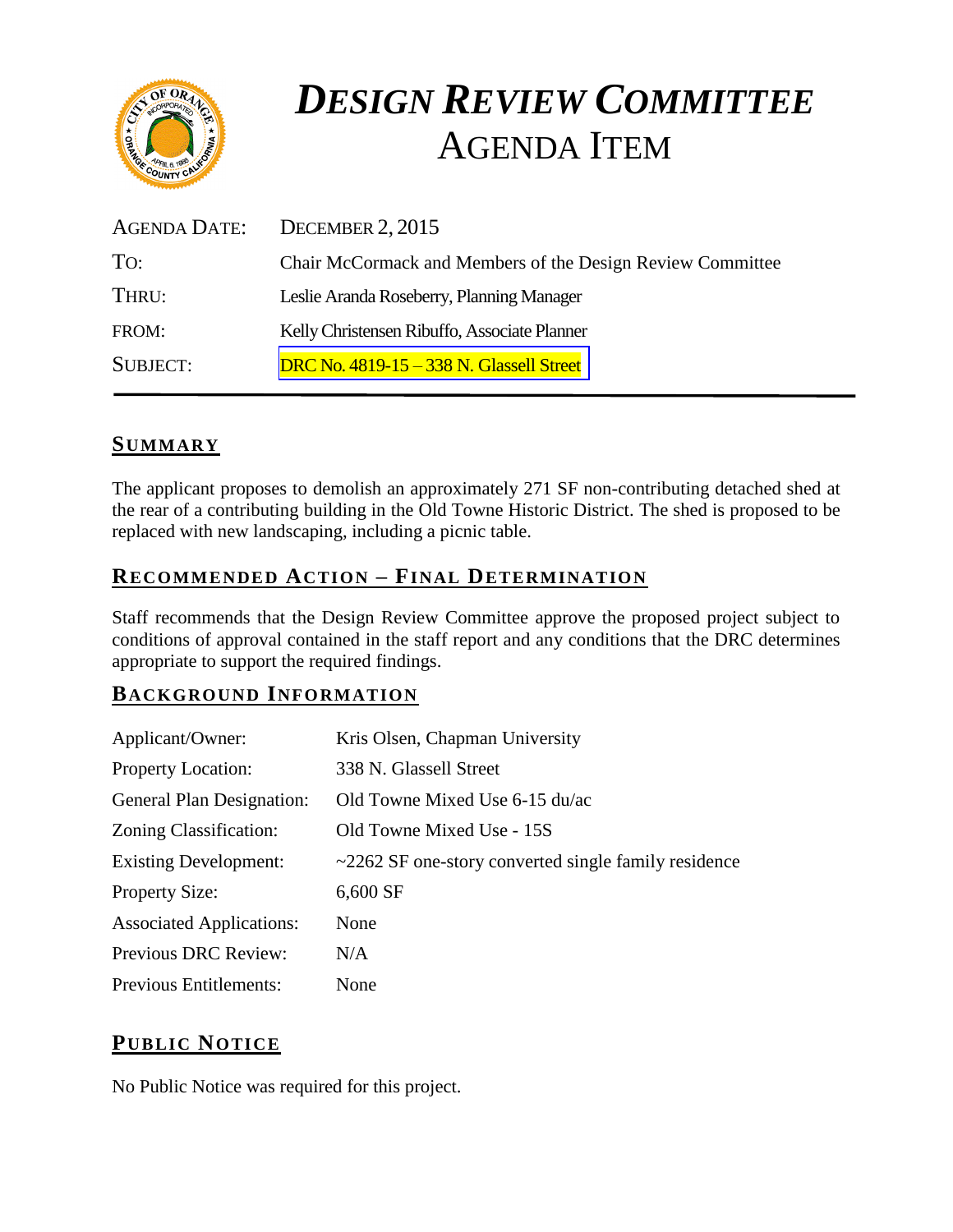# *DESIGN REVIEW COMMITTEE*
# AGENDA ITEM

| | |
|---|---|
| AGENDA DATE: | DECEMBER 2, 2015 |
| TO: | Chair McCormack and Members of the Design Review Committee |
| THRU: | Leslie Aranda Roseberry, Planning Manager |
| FROM: | Kelly Christensen Ribuffo, Associate Planner |
| SUBJECT: | DRC No. 4819-15 – 338 N. Glassell Street |

## SUMMARY

The applicant proposes to demolish an approximately 271 SF non-contributing detached shed at the rear of a contributing building in the Old Towne Historic District. The shed is proposed to be replaced with new landscaping, including a picnic table.

## RECOMMENDED ACTION – FINAL DETERMINATION

Staff recommends that the Design Review Committee approve the proposed project subject to conditions of approval contained in the staff report and any conditions that the DRC determines appropriate to support the required findings.

## BACKGROUND INFORMATION

| | |
|---|---|
| Applicant/Owner: | Kris Olsen, Chapman University |
| Property Location: | 338 N. Glassell Street |
| General Plan Designation: | Old Towne Mixed Use 6-15 du/ac |
| Zoning Classification: | Old Towne Mixed Use - 15S |
| Existing Development: | ~2262 SF one-story converted single family residence |
| Property Size: | 6,600 SF |
| Associated Applications: | None |
| Previous DRC Review: | N/A |
| Previous Entitlements: | None |

## PUBLIC NOTICE

No Public Notice was required for this project.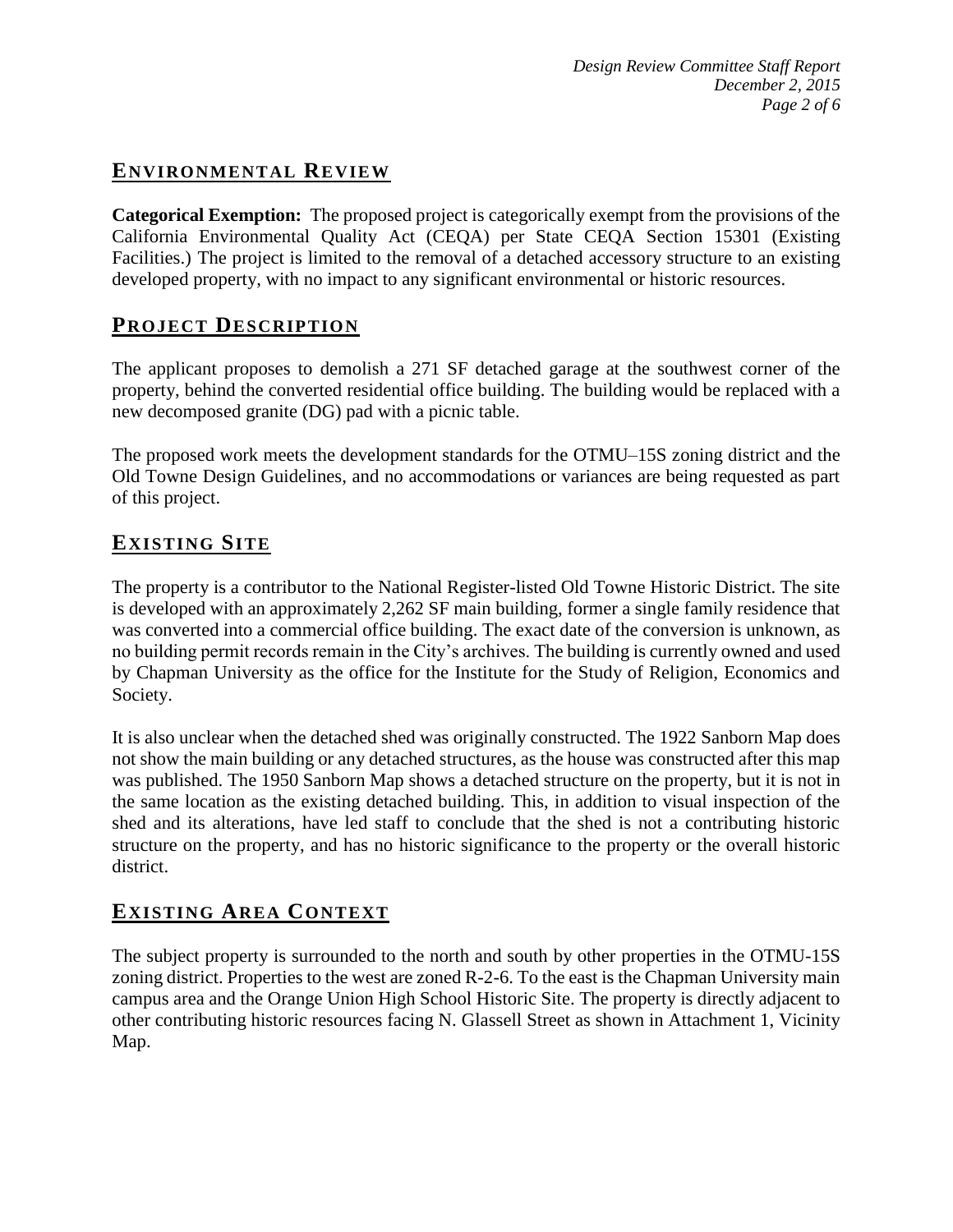## ENVIRONMENTAL REVIEW

**Categorical Exemption:** The proposed project is categorically exempt from the provisions of the California Environmental Quality Act (CEQA) per State CEQA Section 15301 (Existing Facilities.) The project is limited to the removal of a detached accessory structure to an existing developed property, with no impact to any significant environmental or historic resources.

## PROJECT DESCRIPTION

The applicant proposes to demolish a 271 SF detached garage at the southwest corner of the property, behind the converted residential office building. The building would be replaced with a new decomposed granite (DG) pad with a picnic table.

The proposed work meets the development standards for the OTMU–15S zoning district and the Old Towne Design Guidelines, and no accommodations or variances are being requested as part of this project.

## EXISTING SITE

The property is a contributor to the National Register-listed Old Towne Historic District. The site is developed with an approximately 2,262 SF main building, former a single family residence that was converted into a commercial office building. The exact date of the conversion is unknown, as no building permit records remain in the City's archives. The building is currently owned and used by Chapman University as the office for the Institute for the Study of Religion, Economics and Society.

It is also unclear when the detached shed was originally constructed. The 1922 Sanborn Map does not show the main building or any detached structures, as the house was constructed after this map was published. The 1950 Sanborn Map shows a detached structure on the property, but it is not in the same location as the existing detached building. This, in addition to visual inspection of the shed and its alterations, have led staff to conclude that the shed is not a contributing historic structure on the property, and has no historic significance to the property or the overall historic district.

## EXISTING AREA CONTEXT

The subject property is surrounded to the north and south by other properties in the OTMU-15S zoning district. Properties to the west are zoned R-2-6. To the east is the Chapman University main campus area and the Orange Union High School Historic Site. The property is directly adjacent to other contributing historic resources facing N. Glassell Street as shown in Attachment 1, Vicinity Map.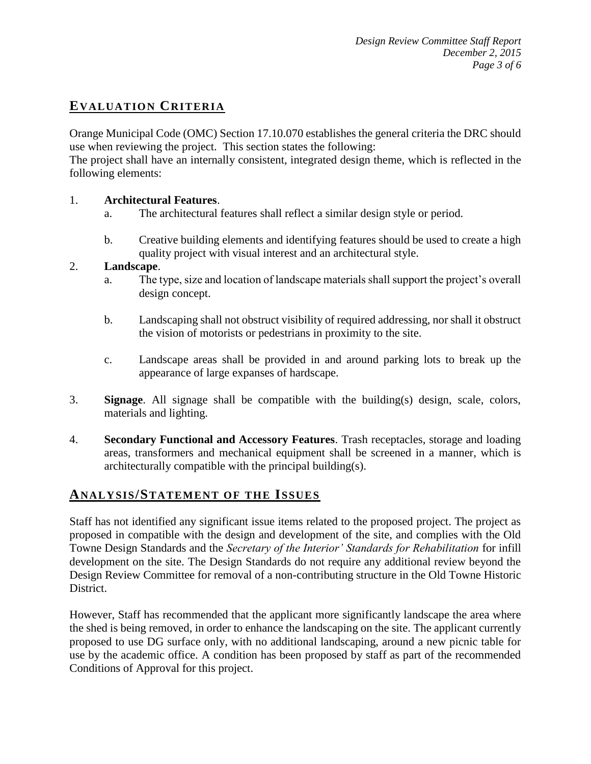## EVALUATION CRITERIA

Orange Municipal Code (OMC) Section 17.10.070 establishes the general criteria the DRC should use when reviewing the project. This section states the following:
The project shall have an internally consistent, integrated design theme, which is reflected in the following elements:

1. **Architectural Features**.
   a. The architectural features shall reflect a similar design style or period.

   b. Creative building elements and identifying features should be used to create a high quality project with visual interest and an architectural style.

2. **Landscape**.
   a. The type, size and location of landscape materials shall support the project's overall design concept.

   b. Landscaping shall not obstruct visibility of required addressing, nor shall it obstruct the vision of motorists or pedestrians in proximity to the site.

   c. Landscape areas shall be provided in and around parking lots to break up the appearance of large expanses of hardscape.

3. **Signage**. All signage shall be compatible with the building(s) design, scale, colors, materials and lighting.

4. **Secondary Functional and Accessory Features**. Trash receptacles, storage and loading areas, transformers and mechanical equipment shall be screened in a manner, which is architecturally compatible with the principal building(s).

## ANALYSIS/STATEMENT OF THE ISSUES

Staff has not identified any significant issue items related to the proposed project. The project as proposed in compatible with the design and development of the site, and complies with the Old Towne Design Standards and the *Secretary of the Interior' Standards for Rehabilitation* for infill development on the site. The Design Standards do not require any additional review beyond the Design Review Committee for removal of a non-contributing structure in the Old Towne Historic District.

However, Staff has recommended that the applicant more significantly landscape the area where the shed is being removed, in order to enhance the landscaping on the site. The applicant currently proposed to use DG surface only, with no additional landscaping, around a new picnic table for use by the academic office. A condition has been proposed by staff as part of the recommended Conditions of Approval for this project.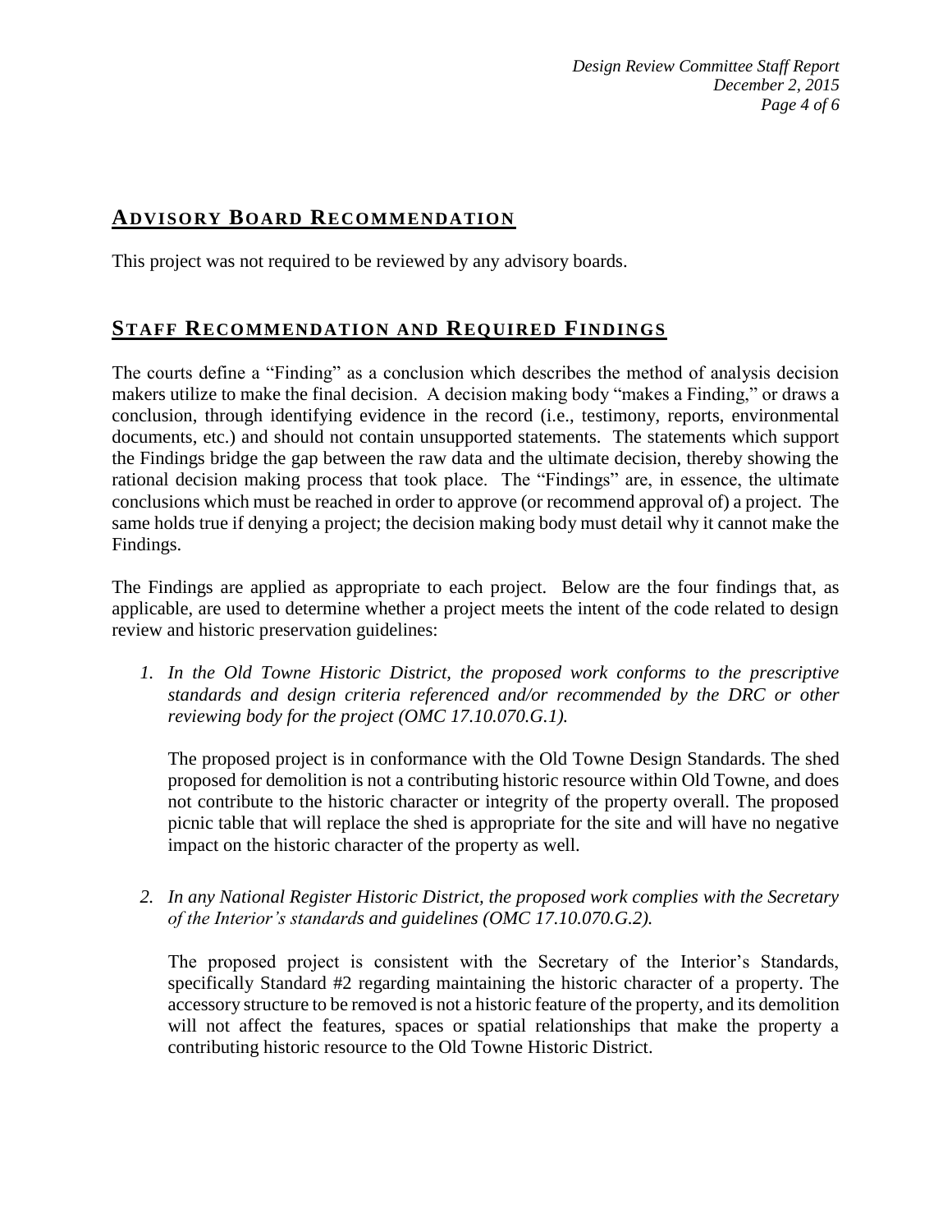## ADVISORY BOARD RECOMMENDATION

This project was not required to be reviewed by any advisory boards.

## STAFF RECOMMENDATION AND REQUIRED FINDINGS

The courts define a "Finding" as a conclusion which describes the method of analysis decision makers utilize to make the final decision. A decision making body "makes a Finding," or draws a conclusion, through identifying evidence in the record (i.e., testimony, reports, environmental documents, etc.) and should not contain unsupported statements. The statements which support the Findings bridge the gap between the raw data and the ultimate decision, thereby showing the rational decision making process that took place. The "Findings" are, in essence, the ultimate conclusions which must be reached in order to approve (or recommend approval of) a project. The same holds true if denying a project; the decision making body must detail why it cannot make the Findings.

The Findings are applied as appropriate to each project. Below are the four findings that, as applicable, are used to determine whether a project meets the intent of the code related to design review and historic preservation guidelines:

1. *In the Old Towne Historic District, the proposed work conforms to the prescriptive standards and design criteria referenced and/or recommended by the DRC or other reviewing body for the project (OMC 17.10.070.G.1).*

   The proposed project is in conformance with the Old Towne Design Standards. The shed proposed for demolition is not a contributing historic resource within Old Towne, and does not contribute to the historic character or integrity of the property overall. The proposed picnic table that will replace the shed is appropriate for the site and will have no negative impact on the historic character of the property as well.

2. *In any National Register Historic District, the proposed work complies with the Secretary of the Interior's standards and guidelines (OMC 17.10.070.G.2).*

   The proposed project is consistent with the Secretary of the Interior's Standards, specifically Standard #2 regarding maintaining the historic character of a property. The accessory structure to be removed is not a historic feature of the property, and its demolition will not affect the features, spaces or spatial relationships that make the property a contributing historic resource to the Old Towne Historic District.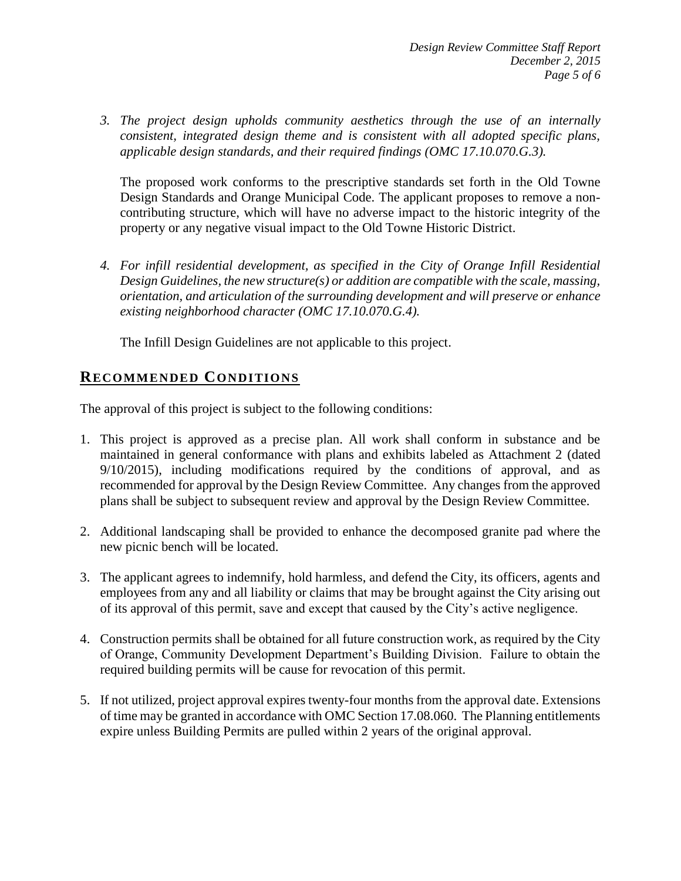*3. The project design upholds community aesthetics through the use of an internally consistent, integrated design theme and is consistent with all adopted specific plans, applicable design standards, and their required findings (OMC 17.10.070.G.3).*

The proposed work conforms to the prescriptive standards set forth in the Old Towne Design Standards and Orange Municipal Code. The applicant proposes to remove a non-contributing structure, which will have no adverse impact to the historic integrity of the property or any negative visual impact to the Old Towne Historic District.

*4. For infill residential development, as specified in the City of Orange Infill Residential Design Guidelines, the new structure(s) or addition are compatible with the scale, massing, orientation, and articulation of the surrounding development and will preserve or enhance existing neighborhood character (OMC 17.10.070.G.4).*

The Infill Design Guidelines are not applicable to this project.

## RECOMMENDED CONDITIONS

The approval of this project is subject to the following conditions:

1. This project is approved as a precise plan. All work shall conform in substance and be maintained in general conformance with plans and exhibits labeled as Attachment 2 (dated 9/10/2015), including modifications required by the conditions of approval, and as recommended for approval by the Design Review Committee. Any changes from the approved plans shall be subject to subsequent review and approval by the Design Review Committee.

2. Additional landscaping shall be provided to enhance the decomposed granite pad where the new picnic bench will be located.

3. The applicant agrees to indemnify, hold harmless, and defend the City, its officers, agents and employees from any and all liability or claims that may be brought against the City arising out of its approval of this permit, save and except that caused by the City's active negligence.

4. Construction permits shall be obtained for all future construction work, as required by the City of Orange, Community Development Department's Building Division. Failure to obtain the required building permits will be cause for revocation of this permit.

5. If not utilized, project approval expires twenty-four months from the approval date. Extensions of time may be granted in accordance with OMC Section 17.08.060. The Planning entitlements expire unless Building Permits are pulled within 2 years of the original approval.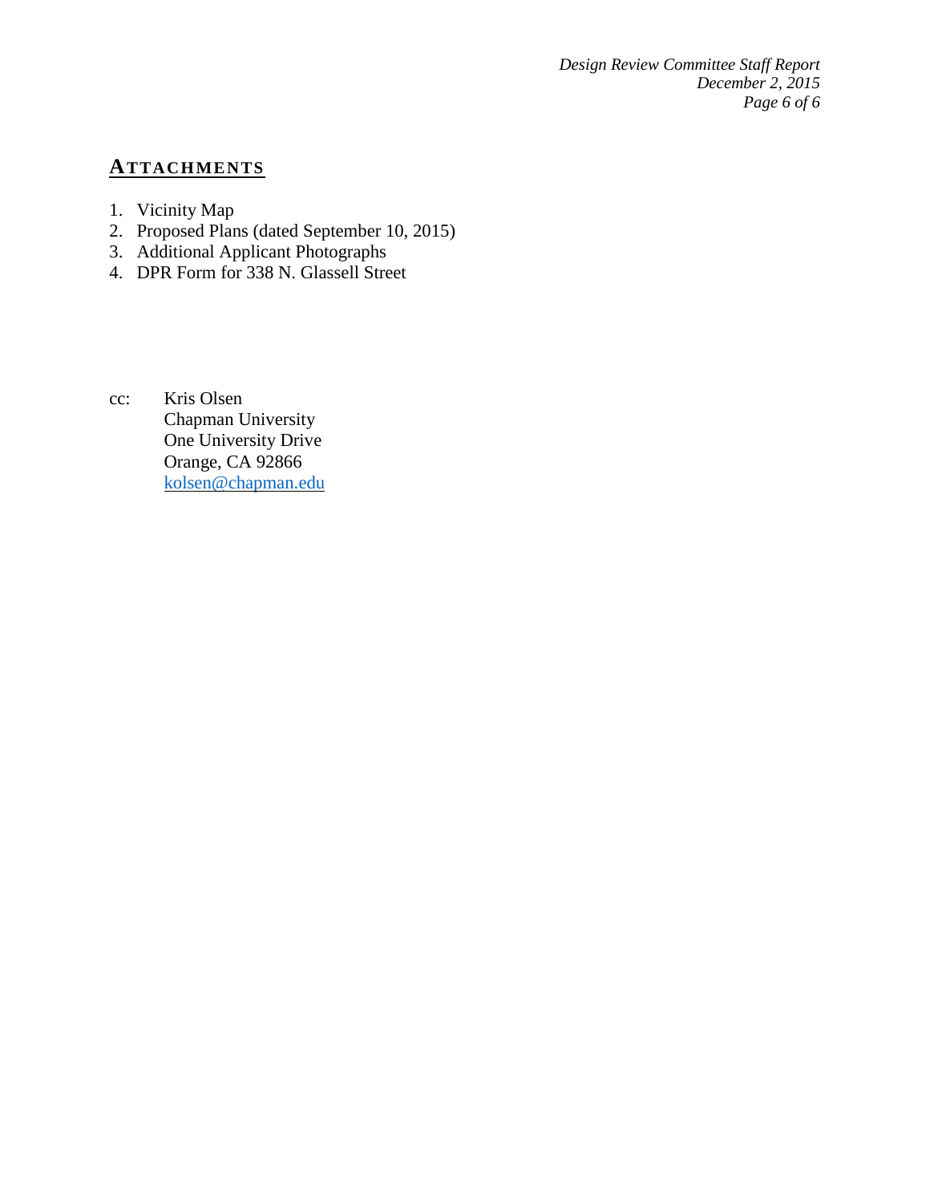## ATTACHMENTS

1. Vicinity Map
2. Proposed Plans (dated September 10, 2015)
3. Additional Applicant Photographs
4. DPR Form for 338 N. Glassell Street

cc: Kris Olsen
Chapman University
One University Drive
Orange, CA 92866
kolsen@chapman.edu